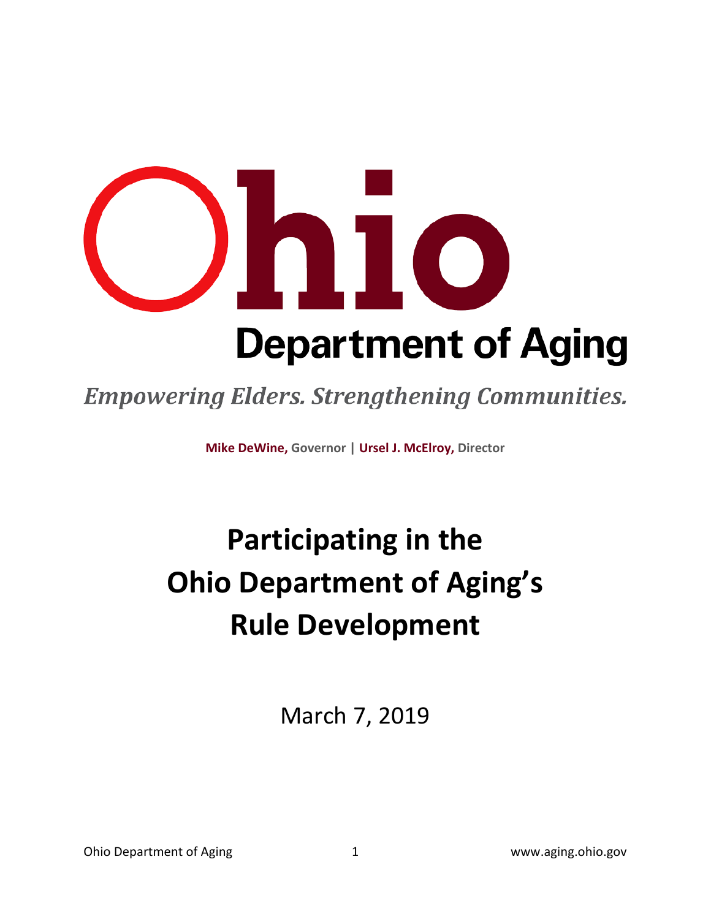# Ohio Department of Aging

*Empowering Elders. Strengthening Communities.*

**Mike DeWine,** Governor | **Ursel J. McElroy,** Director

# Participating in the Ohio Department of Aging's Rule Development

March 7, 2019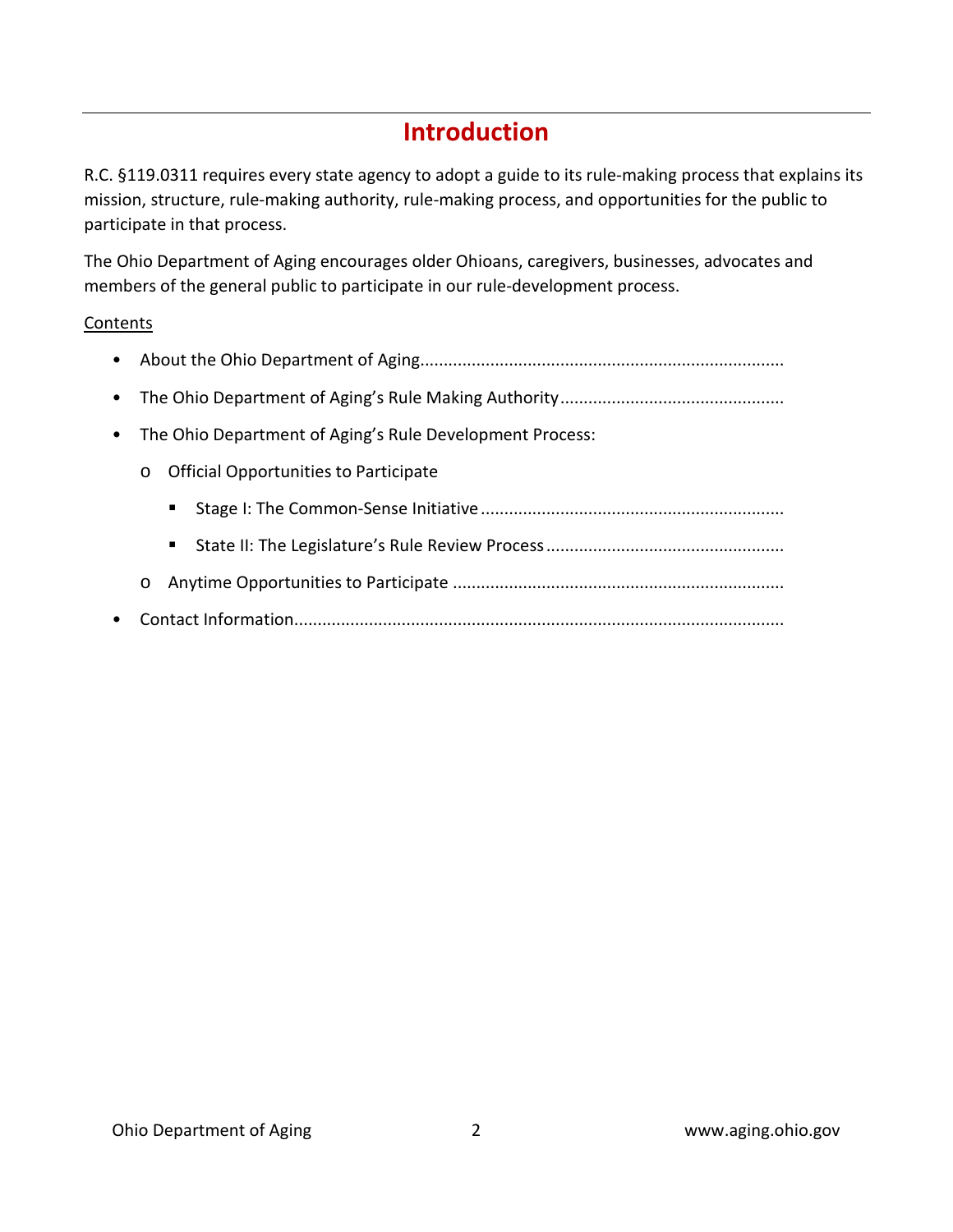# Introduction

R.C. §119.0311 requires every state agency to adopt a guide to its rule-making process that explains its mission, structure, rule-making authority, rule-making process, and opportunities for the public to participate in that process.

The Ohio Department of Aging encourages older Ohioans, caregivers, businesses, advocates and members of the general public to participate in our rule-development process.

<u>Contents</u>

- About the Ohio Department of Aging............................................................................
- The Ohio Department of Aging's Rule Making Authority................................................
- The Ohio Department of Aging's Rule Development Process:
  - Official Opportunities to Participate
    - Stage I: The Common-Sense Initiative................................................................
    - State II: The Legislature's Rule Review Process..................................................
  - Anytime Opportunities to Participate ......................................................................
- Contact Information.......................................................................................................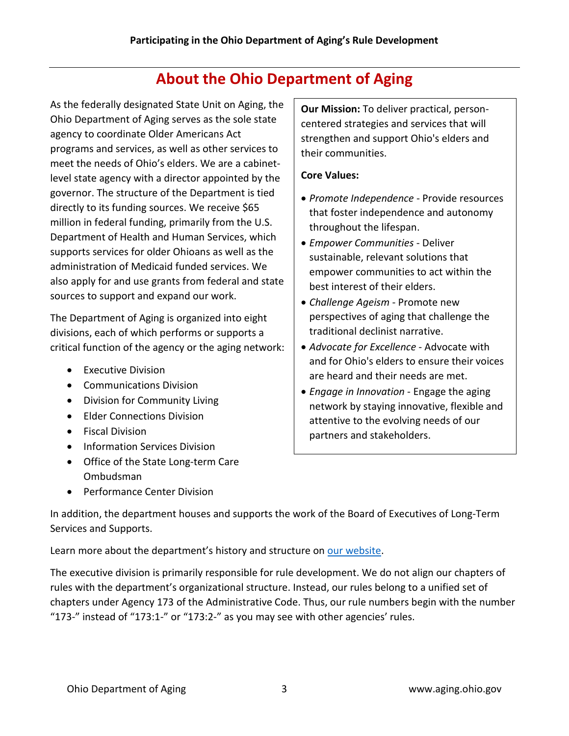## About the Ohio Department of Aging

As the federally designated State Unit on Aging, the Ohio Department of Aging serves as the sole state agency to coordinate Older Americans Act programs and services, as well as other services to meet the needs of Ohio's elders. We are a cabinet-level state agency with a director appointed by the governor. The structure of the Department is tied directly to its funding sources. We receive $65 million in federal funding, primarily from the U.S. Department of Health and Human Services, which supports services for older Ohioans as well as the administration of Medicaid funded services. We also apply for and use grants from federal and state sources to support and expand our work.

The Department of Aging is organized into eight divisions, each of which performs or supports a critical function of the agency or the aging network:

- Executive Division
- Communications Division
- Division for Community Living
- Elder Connections Division
- Fiscal Division
- Information Services Division
- Office of the State Long-term Care Ombudsman
- Performance Center Division

**Our Mission:** To deliver practical, person-centered strategies and services that will strengthen and support Ohio's elders and their communities.

**Core Values:**

- *Promote Independence* - Provide resources that foster independence and autonomy throughout the lifespan.
- *Empower Communities* - Deliver sustainable, relevant solutions that empower communities to act within the best interest of their elders.
- *Challenge Ageism* - Promote new perspectives of aging that challenge the traditional declinist narrative.
- *Advocate for Excellence* - Advocate with and for Ohio's elders to ensure their voices are heard and their needs are met.
- *Engage in Innovation* - Engage the aging network by staying innovative, flexible and attentive to the evolving needs of our partners and stakeholders.

In addition, the department houses and supports the work of the Board of Executives of Long-Term Services and Supports.

Learn more about the department's history and structure on our website.

The executive division is primarily responsible for rule development. We do not align our chapters of rules with the department's organizational structure. Instead, our rules belong to a unified set of chapters under Agency 173 of the Administrative Code. Thus, our rule numbers begin with the number "173-" instead of "173:1-" or "173:2-" as you may see with other agencies' rules.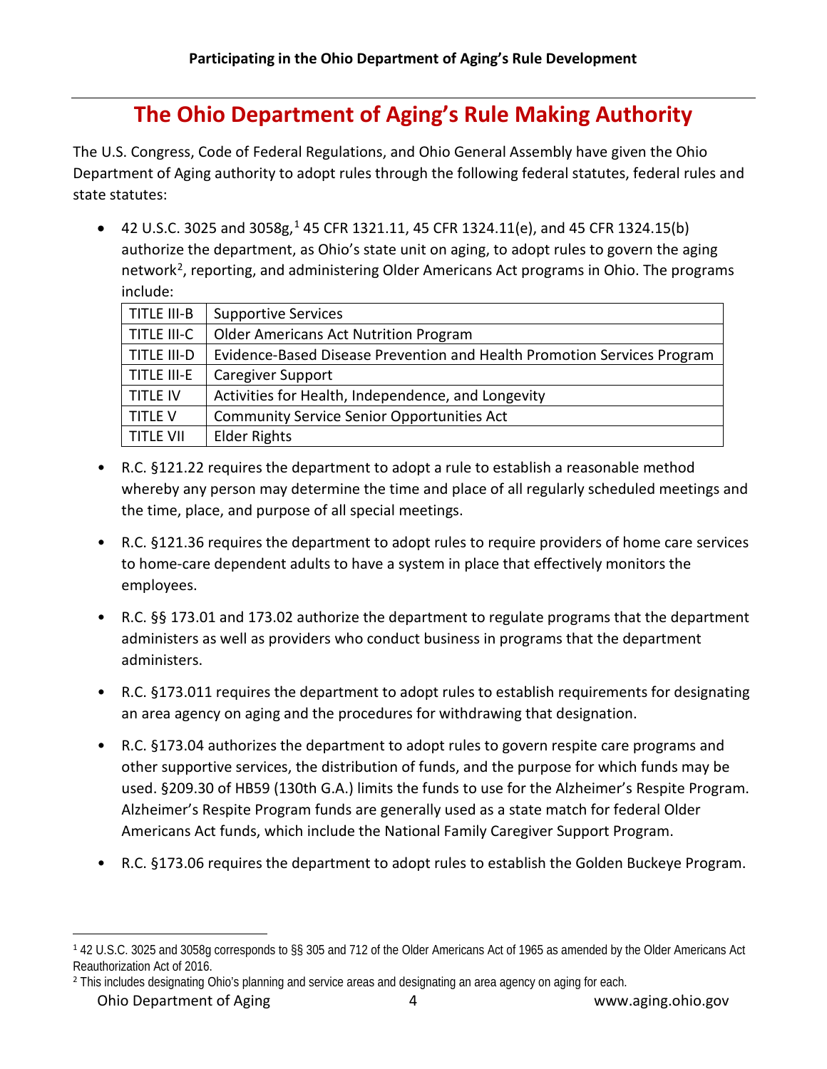# The Ohio Department of Aging's Rule Making Authority

The U.S. Congress, Code of Federal Regulations, and Ohio General Assembly have given the Ohio Department of Aging authority to adopt rules through the following federal statutes, federal rules and state statutes:

- 42 U.S.C. 3025 and 3058g,[1] 45 CFR 1321.11, 45 CFR 1324.11(e), and 45 CFR 1324.15(b) authorize the department, as Ohio's state unit on aging, to adopt rules to govern the aging network[2], reporting, and administering Older Americans Act programs in Ohio. The programs include:

| TITLE III-B | Supportive Services |
|---|---|
| TITLE III-C | Older Americans Act Nutrition Program |
| TITLE III-D | Evidence-Based Disease Prevention and Health Promotion Services Program |
| TITLE III-E | Caregiver Support |
| TITLE IV | Activities for Health, Independence, and Longevity |
| TITLE V | Community Service Senior Opportunities Act |
| TITLE VII | Elder Rights |

- R.C. §121.22 requires the department to adopt a rule to establish a reasonable method whereby any person may determine the time and place of all regularly scheduled meetings and the time, place, and purpose of all special meetings.

- R.C. §121.36 requires the department to adopt rules to require providers of home care services to home-care dependent adults to have a system in place that effectively monitors the employees.

- R.C. §§ 173.01 and 173.02 authorize the department to regulate programs that the department administers as well as providers who conduct business in programs that the department administers.

- R.C. §173.011 requires the department to adopt rules to establish requirements for designating an area agency on aging and the procedures for withdrawing that designation.

- R.C. §173.04 authorizes the department to adopt rules to govern respite care programs and other supportive services, the distribution of funds, and the purpose for which funds may be used. §209.30 of HB59 (130th G.A.) limits the funds to use for the Alzheimer's Respite Program. Alzheimer's Respite Program funds are generally used as a state match for federal Older Americans Act funds, which include the National Family Caregiver Support Program.

- R.C. §173.06 requires the department to adopt rules to establish the Golden Buckeye Program.

---

[1] 42 U.S.C. 3025 and 3058g corresponds to §§ 305 and 712 of the Older Americans Act of 1965 as amended by the Older Americans Act Reauthorization Act of 2016.

[2] This includes designating Ohio's planning and service areas and designating an area agency on aging for each.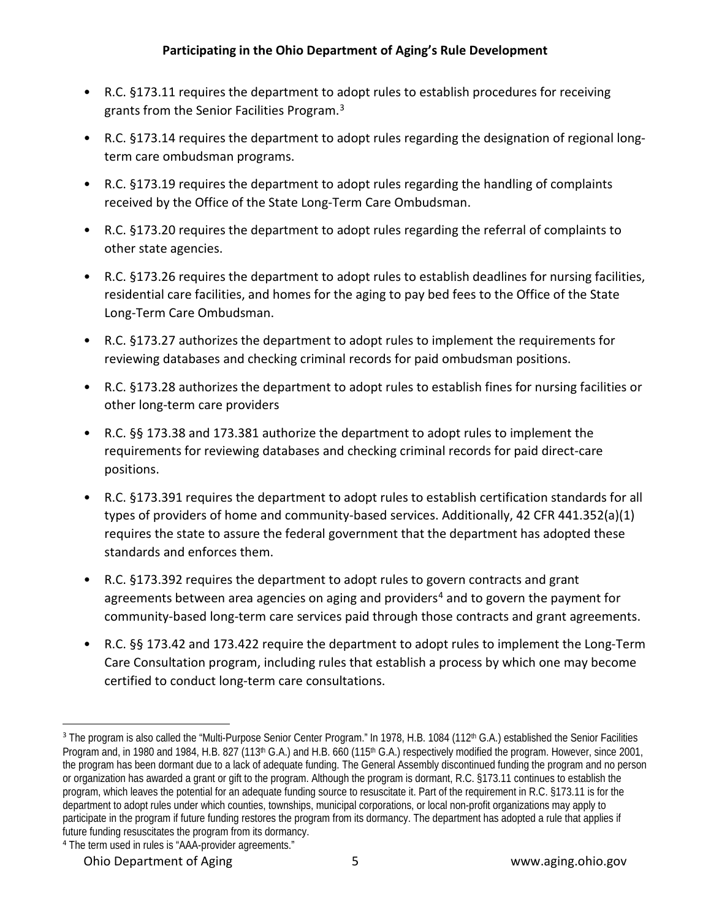- R.C. §173.11 requires the department to adopt rules to establish procedures for receiving grants from the Senior Facilities Program.[3]
- R.C. §173.14 requires the department to adopt rules regarding the designation of regional long-term care ombudsman programs.
- R.C. §173.19 requires the department to adopt rules regarding the handling of complaints received by the Office of the State Long-Term Care Ombudsman.
- R.C. §173.20 requires the department to adopt rules regarding the referral of complaints to other state agencies.
- R.C. §173.26 requires the department to adopt rules to establish deadlines for nursing facilities, residential care facilities, and homes for the aging to pay bed fees to the Office of the State Long-Term Care Ombudsman.
- R.C. §173.27 authorizes the department to adopt rules to implement the requirements for reviewing databases and checking criminal records for paid ombudsman positions.
- R.C. §173.28 authorizes the department to adopt rules to establish fines for nursing facilities or other long-term care providers
- R.C. §§ 173.38 and 173.381 authorize the department to adopt rules to implement the requirements for reviewing databases and checking criminal records for paid direct-care positions.
- R.C. §173.391 requires the department to adopt rules to establish certification standards for all types of providers of home and community-based services. Additionally, 42 CFR 441.352(a)(1) requires the state to assure the federal government that the department has adopted these standards and enforces them.
- R.C. §173.392 requires the department to adopt rules to govern contracts and grant agreements between area agencies on aging and providers[4] and to govern the payment for community-based long-term care services paid through those contracts and grant agreements.
- R.C. §§ 173.42 and 173.422 require the department to adopt rules to implement the Long-Term Care Consultation program, including rules that establish a process by which one may become certified to conduct long-term care consultations.

[3] The program is also called the "Multi-Purpose Senior Center Program." In 1978, H.B. 1084 (112th G.A.) established the Senior Facilities Program and, in 1980 and 1984, H.B. 827 (113th G.A.) and H.B. 660 (115th G.A.) respectively modified the program. However, since 2001, the program has been dormant due to a lack of adequate funding. The General Assembly discontinued funding the program and no person or organization has awarded a grant or gift to the program. Although the program is dormant, R.C. §173.11 continues to establish the program, which leaves the potential for an adequate funding source to resuscitate it. Part of the requirement in R.C. §173.11 is for the department to adopt rules under which counties, townships, municipal corporations, or local non-profit organizations may apply to participate in the program if future funding restores the program from its dormancy. The department has adopted a rule that applies if future funding resuscitates the program from its dormancy.

[4] The term used in rules is "AAA-provider agreements."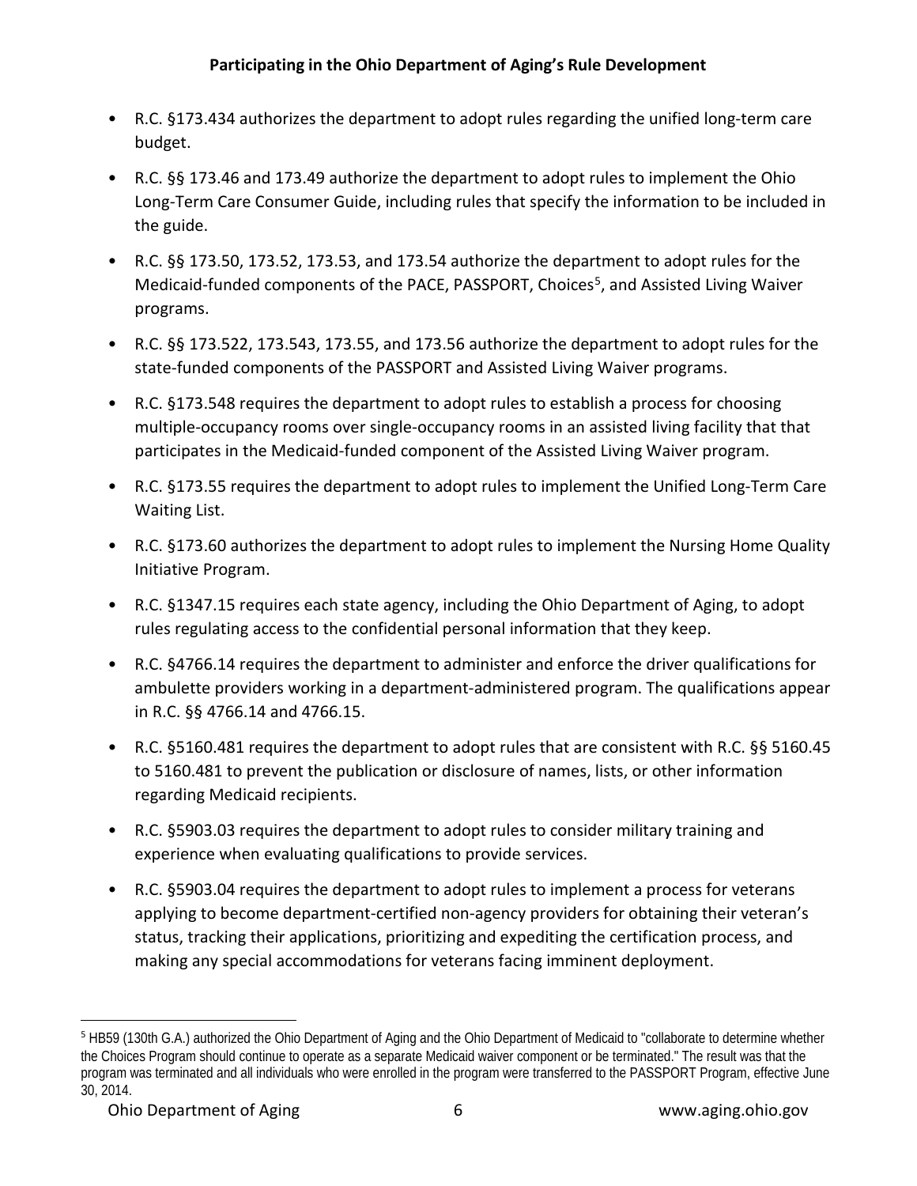- R.C. §173.434 authorizes the department to adopt rules regarding the unified long-term care budget.
- R.C. §§ 173.46 and 173.49 authorize the department to adopt rules to implement the Ohio Long-Term Care Consumer Guide, including rules that specify the information to be included in the guide.
- R.C. §§ 173.50, 173.52, 173.53, and 173.54 authorize the department to adopt rules for the Medicaid-funded components of the PACE, PASSPORT, Choices[5], and Assisted Living Waiver programs.
- R.C. §§ 173.522, 173.543, 173.55, and 173.56 authorize the department to adopt rules for the state-funded components of the PASSPORT and Assisted Living Waiver programs.
- R.C. §173.548 requires the department to adopt rules to establish a process for choosing multiple-occupancy rooms over single-occupancy rooms in an assisted living facility that that participates in the Medicaid-funded component of the Assisted Living Waiver program.
- R.C. §173.55 requires the department to adopt rules to implement the Unified Long-Term Care Waiting List.
- R.C. §173.60 authorizes the department to adopt rules to implement the Nursing Home Quality Initiative Program.
- R.C. §1347.15 requires each state agency, including the Ohio Department of Aging, to adopt rules regulating access to the confidential personal information that they keep.
- R.C. §4766.14 requires the department to administer and enforce the driver qualifications for ambulette providers working in a department-administered program. The qualifications appear in R.C. §§ 4766.14 and 4766.15.
- R.C. §5160.481 requires the department to adopt rules that are consistent with R.C. §§ 5160.45 to 5160.481 to prevent the publication or disclosure of names, lists, or other information regarding Medicaid recipients.
- R.C. §5903.03 requires the department to adopt rules to consider military training and experience when evaluating qualifications to provide services.
- R.C. §5903.04 requires the department to adopt rules to implement a process for veterans applying to become department-certified non-agency providers for obtaining their veteran's status, tracking their applications, prioritizing and expediting the certification process, and making any special accommodations for veterans facing imminent deployment.

---

[5] HB59 (130th G.A.) authorized the Ohio Department of Aging and the Ohio Department of Medicaid to "collaborate to determine whether the Choices Program should continue to operate as a separate Medicaid waiver component or be terminated." The result was that the program was terminated and all individuals who were enrolled in the program were transferred to the PASSPORT Program, effective June 30, 2014.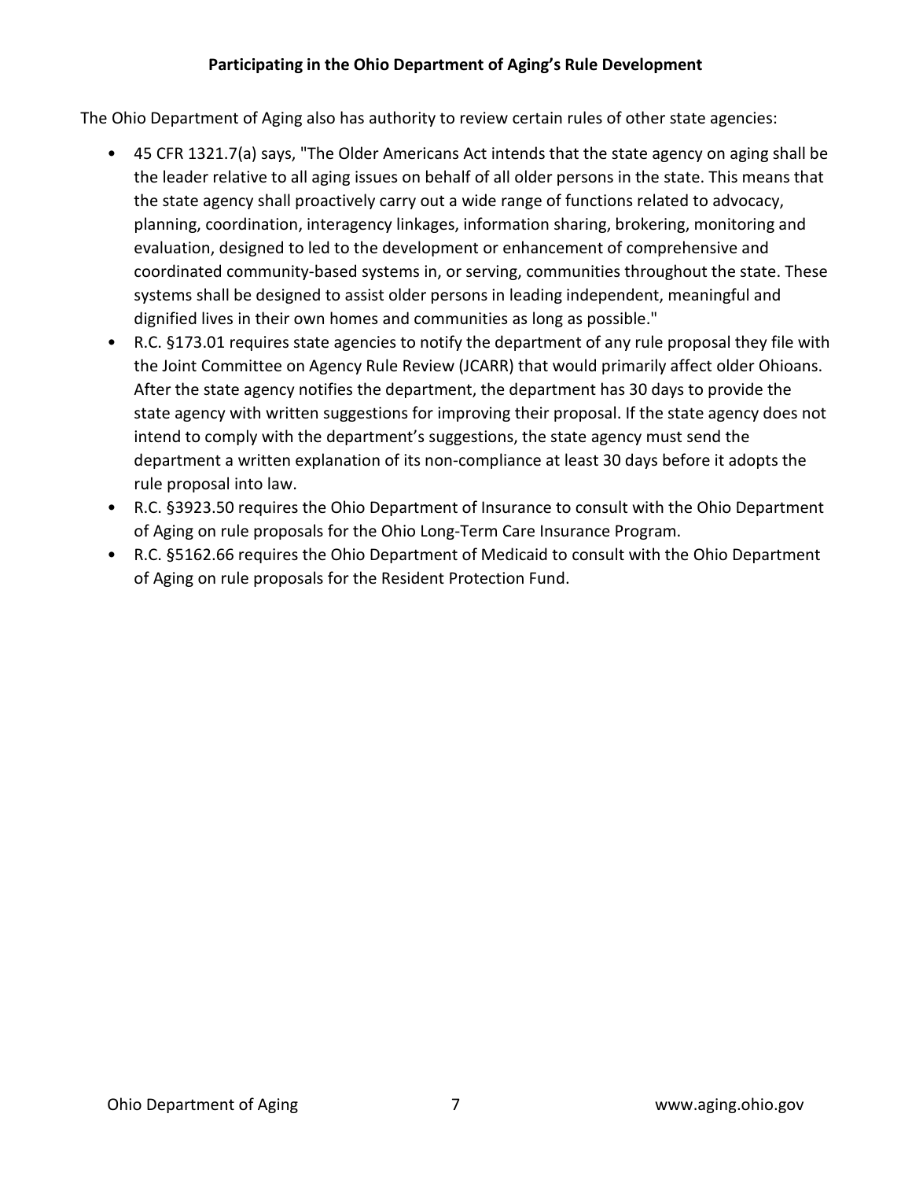The Ohio Department of Aging also has authority to review certain rules of other state agencies:

- 45 CFR 1321.7(a) says, "The Older Americans Act intends that the state agency on aging shall be the leader relative to all aging issues on behalf of all older persons in the state. This means that the state agency shall proactively carry out a wide range of functions related to advocacy, planning, coordination, interagency linkages, information sharing, brokering, monitoring and evaluation, designed to led to the development or enhancement of comprehensive and coordinated community-based systems in, or serving, communities throughout the state. These systems shall be designed to assist older persons in leading independent, meaningful and dignified lives in their own homes and communities as long as possible."
- R.C. §173.01 requires state agencies to notify the department of any rule proposal they file with the Joint Committee on Agency Rule Review (JCARR) that would primarily affect older Ohioans. After the state agency notifies the department, the department has 30 days to provide the state agency with written suggestions for improving their proposal. If the state agency does not intend to comply with the department's suggestions, the state agency must send the department a written explanation of its non-compliance at least 30 days before it adopts the rule proposal into law.
- R.C. §3923.50 requires the Ohio Department of Insurance to consult with the Ohio Department of Aging on rule proposals for the Ohio Long-Term Care Insurance Program.
- R.C. §5162.66 requires the Ohio Department of Medicaid to consult with the Ohio Department of Aging on rule proposals for the Resident Protection Fund.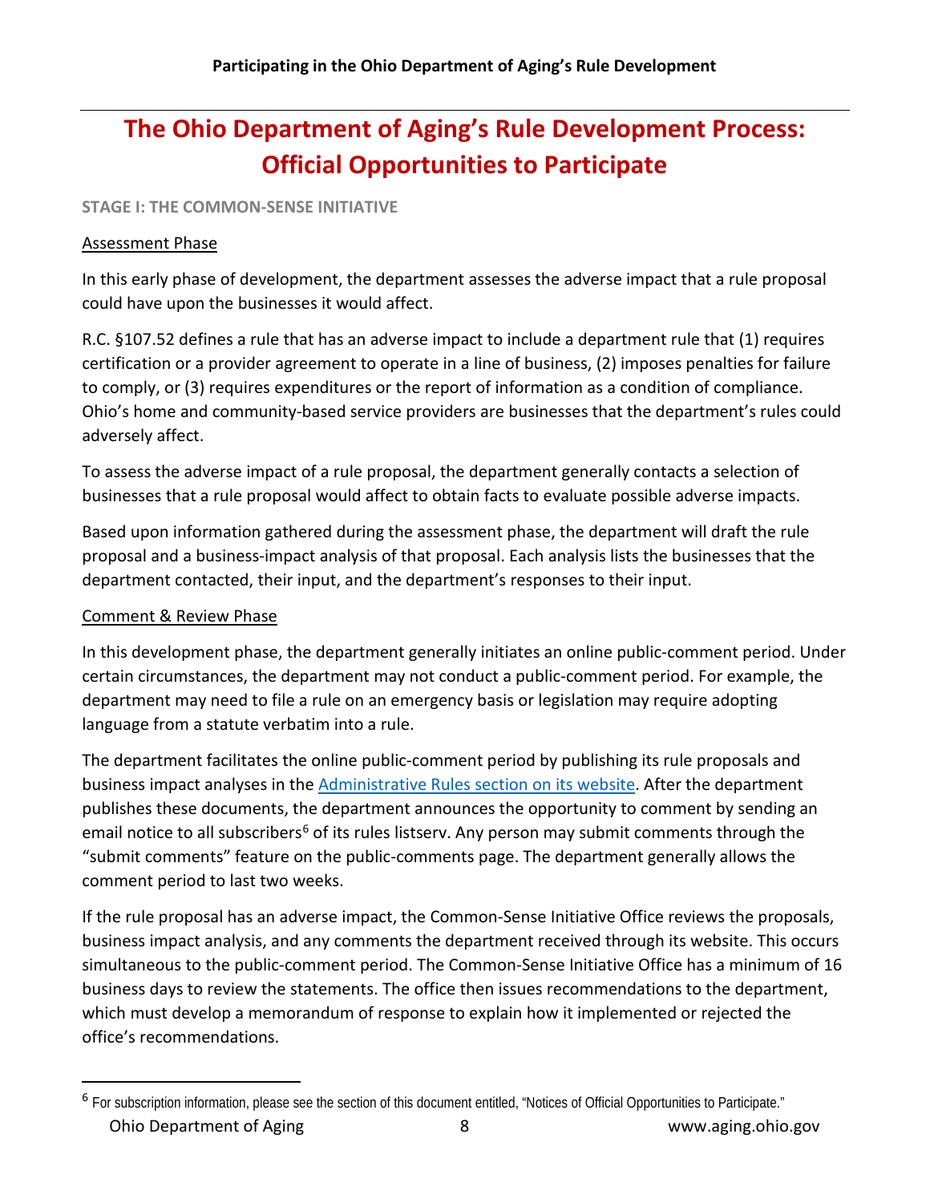# The Ohio Department of Aging's Rule Development Process: Official Opportunities to Participate

**STAGE I: THE COMMON-SENSE INITIATIVE**

Assessment Phase

In this early phase of development, the department assesses the adverse impact that a rule proposal could have upon the businesses it would affect.

R.C. §107.52 defines a rule that has an adverse impact to include a department rule that (1) requires certification or a provider agreement to operate in a line of business, (2) imposes penalties for failure to comply, or (3) requires expenditures or the report of information as a condition of compliance. Ohio's home and community-based service providers are businesses that the department's rules could adversely affect.

To assess the adverse impact of a rule proposal, the department generally contacts a selection of businesses that a rule proposal would affect to obtain facts to evaluate possible adverse impacts.

Based upon information gathered during the assessment phase, the department will draft the rule proposal and a business-impact analysis of that proposal. Each analysis lists the businesses that the department contacted, their input, and the department's responses to their input.

Comment & Review Phase

In this development phase, the department generally initiates an online public-comment period. Under certain circumstances, the department may not conduct a public-comment period. For example, the department may need to file a rule on an emergency basis or legislation may require adopting language from a statute verbatim into a rule.

The department facilitates the online public-comment period by publishing its rule proposals and business impact analyses in the Administrative Rules section on its website. After the department publishes these documents, the department announces the opportunity to comment by sending an email notice to all subscribers[6] of its rules listserv. Any person may submit comments through the "submit comments" feature on the public-comments page. The department generally allows the comment period to last two weeks.

If the rule proposal has an adverse impact, the Common-Sense Initiative Office reviews the proposals, business impact analysis, and any comments the department received through its website. This occurs simultaneous to the public-comment period. The Common-Sense Initiative Office has a minimum of 16 business days to review the statements. The office then issues recommendations to the department, which must develop a memorandum of response to explain how it implemented or rejected the office's recommendations.

[6] For subscription information, please see the section of this document entitled, "Notices of Official Opportunities to Participate."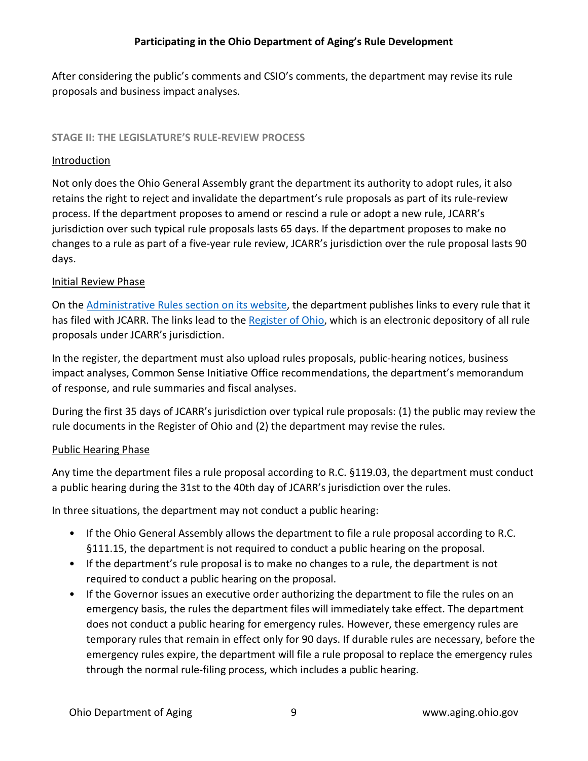After considering the public's comments and CSIO's comments, the department may revise its rule proposals and business impact analyses.

## STAGE II: THE LEGISLATURE'S RULE-REVIEW PROCESS

### Introduction

Not only does the Ohio General Assembly grant the department its authority to adopt rules, it also retains the right to reject and invalidate the department's rule proposals as part of its rule-review process. If the department proposes to amend or rescind a rule or adopt a new rule, JCARR's jurisdiction over such typical rule proposals lasts 65 days. If the department proposes to make no changes to a rule as part of a five-year rule review, JCARR's jurisdiction over the rule proposal lasts 90 days.

### Initial Review Phase

On the Administrative Rules section on its website, the department publishes links to every rule that it has filed with JCARR. The links lead to the Register of Ohio, which is an electronic depository of all rule proposals under JCARR's jurisdiction.

In the register, the department must also upload rules proposals, public-hearing notices, business impact analyses, Common Sense Initiative Office recommendations, the department's memorandum of response, and rule summaries and fiscal analyses.

During the first 35 days of JCARR's jurisdiction over typical rule proposals: (1) the public may review the rule documents in the Register of Ohio and (2) the department may revise the rules.

### Public Hearing Phase

Any time the department files a rule proposal according to R.C. §119.03, the department must conduct a public hearing during the 31st to the 40th day of JCARR's jurisdiction over the rules.

In three situations, the department may not conduct a public hearing:

- If the Ohio General Assembly allows the department to file a rule proposal according to R.C. §111.15, the department is not required to conduct a public hearing on the proposal.
- If the department's rule proposal is to make no changes to a rule, the department is not required to conduct a public hearing on the proposal.
- If the Governor issues an executive order authorizing the department to file the rules on an emergency basis, the rules the department files will immediately take effect. The department does not conduct a public hearing for emergency rules. However, these emergency rules are temporary rules that remain in effect only for 90 days. If durable rules are necessary, before the emergency rules expire, the department will file a rule proposal to replace the emergency rules through the normal rule-filing process, which includes a public hearing.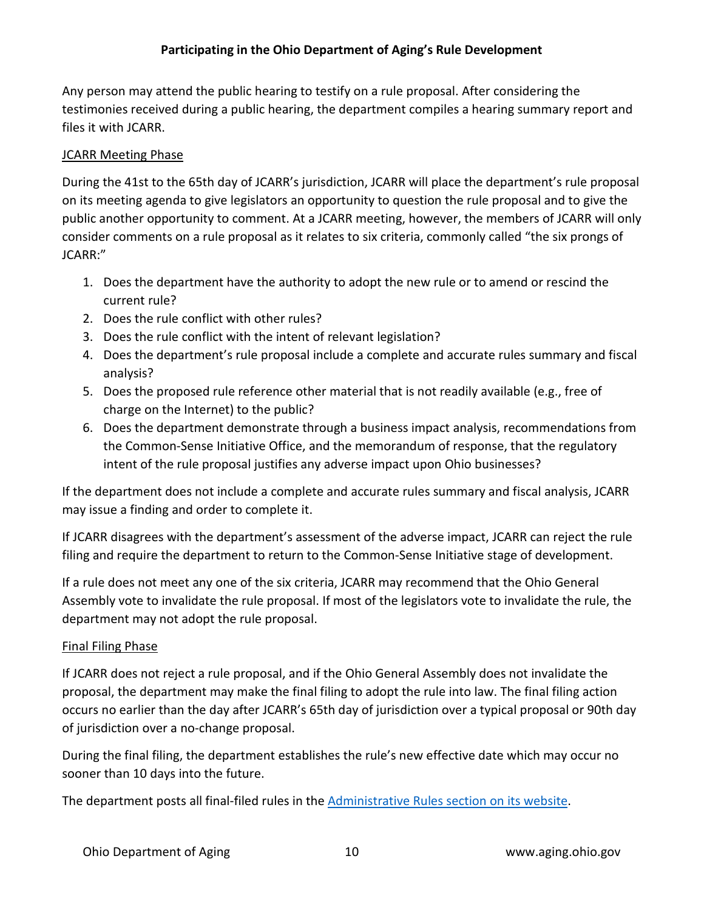Any person may attend the public hearing to testify on a rule proposal. After considering the testimonies received during a public hearing, the department compiles a hearing summary report and files it with JCARR.

### JCARR Meeting Phase

During the 41st to the 65th day of JCARR's jurisdiction, JCARR will place the department's rule proposal on its meeting agenda to give legislators an opportunity to question the rule proposal and to give the public another opportunity to comment. At a JCARR meeting, however, the members of JCARR will only consider comments on a rule proposal as it relates to six criteria, commonly called "the six prongs of JCARR:"

1. Does the department have the authority to adopt the new rule or to amend or rescind the current rule?
2. Does the rule conflict with other rules?
3. Does the rule conflict with the intent of relevant legislation?
4. Does the department's rule proposal include a complete and accurate rules summary and fiscal analysis?
5. Does the proposed rule reference other material that is not readily available (e.g., free of charge on the Internet) to the public?
6. Does the department demonstrate through a business impact analysis, recommendations from the Common-Sense Initiative Office, and the memorandum of response, that the regulatory intent of the rule proposal justifies any adverse impact upon Ohio businesses?

If the department does not include a complete and accurate rules summary and fiscal analysis, JCARR may issue a finding and order to complete it.

If JCARR disagrees with the department's assessment of the adverse impact, JCARR can reject the rule filing and require the department to return to the Common-Sense Initiative stage of development.

If a rule does not meet any one of the six criteria, JCARR may recommend that the Ohio General Assembly vote to invalidate the rule proposal. If most of the legislators vote to invalidate the rule, the department may not adopt the rule proposal.

### Final Filing Phase

If JCARR does not reject a rule proposal, and if the Ohio General Assembly does not invalidate the proposal, the department may make the final filing to adopt the rule into law. The final filing action occurs no earlier than the day after JCARR's 65th day of jurisdiction over a typical proposal or 90th day of jurisdiction over a no-change proposal.

During the final filing, the department establishes the rule's new effective date which may occur no sooner than 10 days into the future.

The department posts all final-filed rules in the [Administrative Rules section on its website](www.aging.ohio.gov).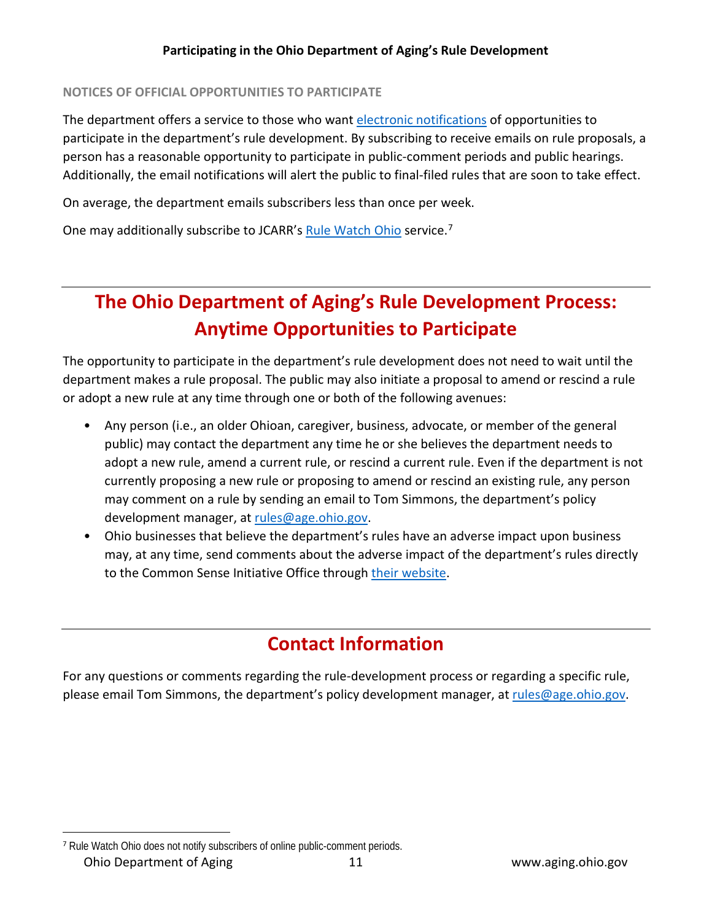### NOTICES OF OFFICIAL OPPORTUNITIES TO PARTICIPATE

The department offers a service to those who want electronic notifications of opportunities to participate in the department's rule development. By subscribing to receive emails on rule proposals, a person has a reasonable opportunity to participate in public-comment periods and public hearings. Additionally, the email notifications will alert the public to final-filed rules that are soon to take effect.

On average, the department emails subscribers less than once per week.

One may additionally subscribe to JCARR's Rule Watch Ohio service.[7]

## The Ohio Department of Aging's Rule Development Process: Anytime Opportunities to Participate

The opportunity to participate in the department's rule development does not need to wait until the department makes a rule proposal. The public may also initiate a proposal to amend or rescind a rule or adopt a new rule at any time through one or both of the following avenues:

- Any person (i.e., an older Ohioan, caregiver, business, advocate, or member of the general public) may contact the department any time he or she believes the department needs to adopt a new rule, amend a current rule, or rescind a current rule. Even if the department is not currently proposing a new rule or proposing to amend or rescind an existing rule, any person may comment on a rule by sending an email to Tom Simmons, the department's policy development manager, at rules@age.ohio.gov.
- Ohio businesses that believe the department's rules have an adverse impact upon business may, at any time, send comments about the adverse impact of the department's rules directly to the Common Sense Initiative Office through their website.

## Contact Information

For any questions or comments regarding the rule-development process or regarding a specific rule, please email Tom Simmons, the department's policy development manager, at rules@age.ohio.gov.

[7] Rule Watch Ohio does not notify subscribers of online public-comment periods.